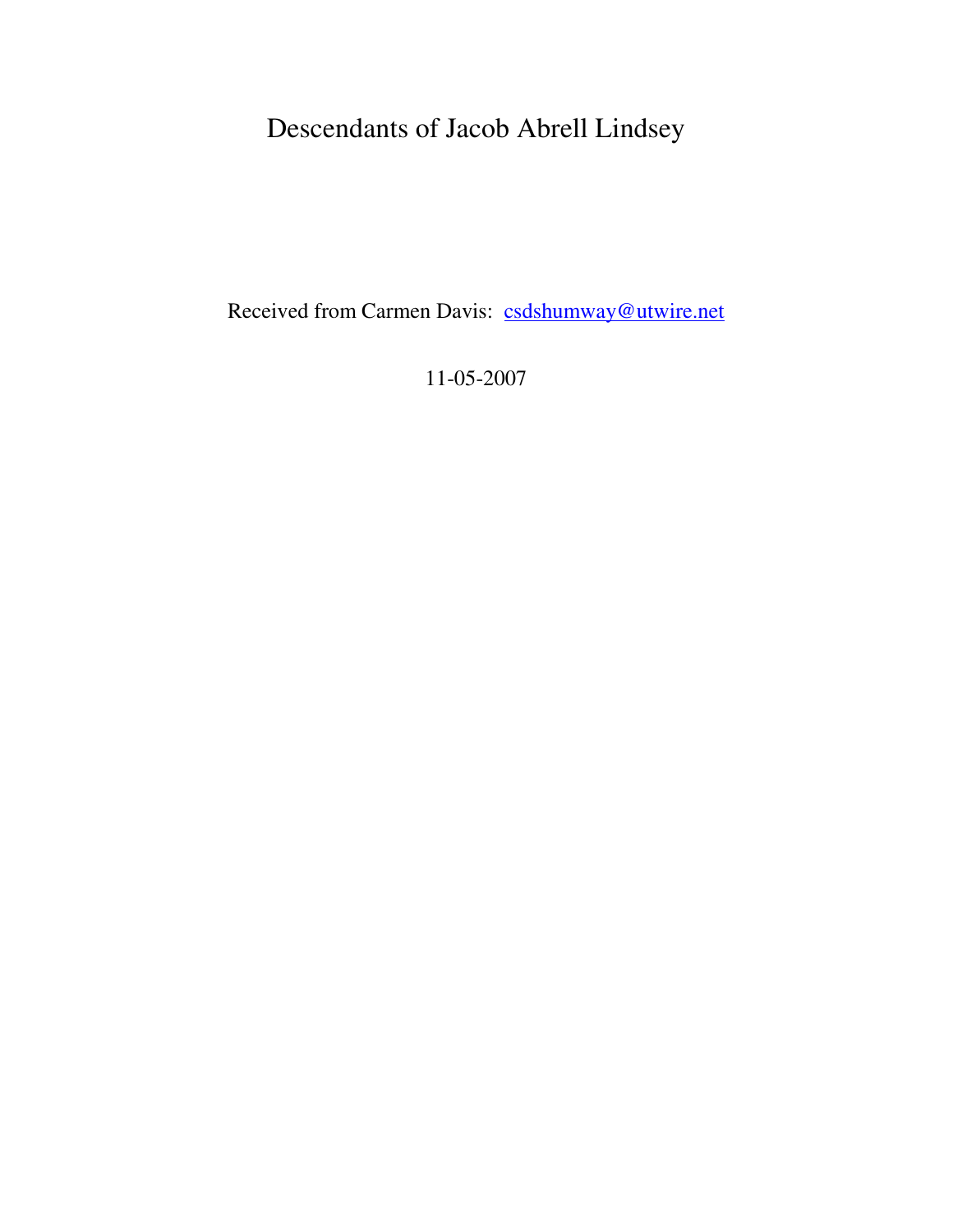# Descendants of Jacob Abrell Lindsey

Received from Carmen Davis: csdshumway@utwire.net

11-05-2007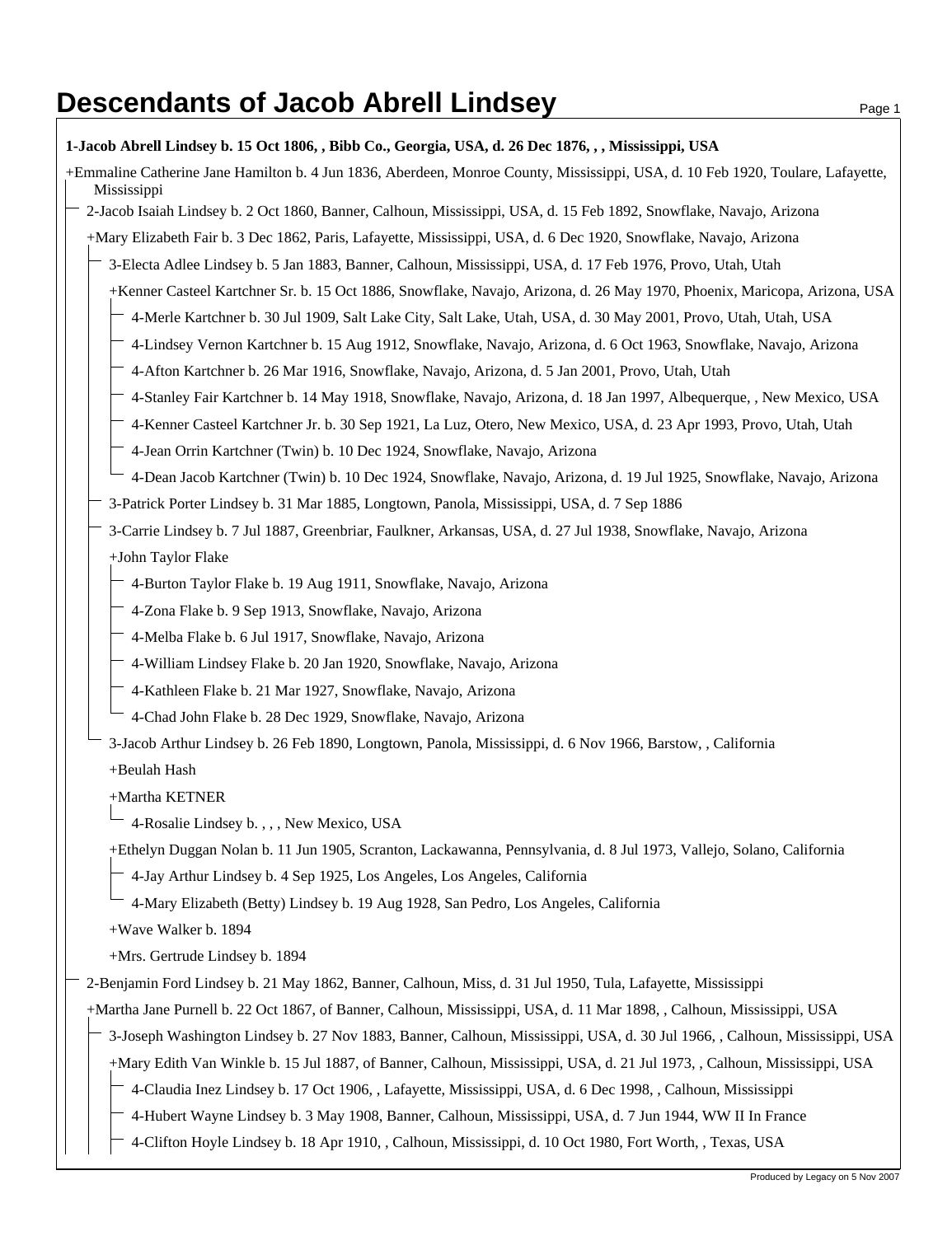# Descendants of Jacob Abrell Lindsey

**1-Jacob Abrell Lindsey b. 15 Oct 1806, , Bibb Co., Georgia, USA, d. 26 Dec 1876, , , Mississippi, USA**

+Emmaline Catherine Jane Hamilton b. 4 Jun 1836, Aberdeen, Monroe County, Mississippi, USA, d. 10 Feb 1920, Toulare, Lafayette, Mississippi

- 2-Jacob Isaiah Lindsey b. 2 Oct 1860, Banner, Calhoun, Mississippi, USA, d. 15 Feb 1892, Snowflake, Navajo, Arizona
  +Mary Elizabeth Fair b. 3 Dec 1862, Paris, Lafayette, Mississippi, USA, d. 6 Dec 1920, Snowflake, Navajo, Arizona
  - 3-Electa Adlee Lindsey b. 5 Jan 1883, Banner, Calhoun, Mississippi, USA, d. 17 Feb 1976, Provo, Utah, Utah
    +Kenner Casteel Kartchner Sr. b. 15 Oct 1886, Snowflake, Navajo, Arizona, d. 26 May 1970, Phoenix, Maricopa, Arizona, USA
    - 4-Merle Kartchner b. 30 Jul 1909, Salt Lake City, Salt Lake, Utah, USA, d. 30 May 2001, Provo, Utah, Utah, USA
    - 4-Lindsey Vernon Kartchner b. 15 Aug 1912, Snowflake, Navajo, Arizona, d. 6 Oct 1963, Snowflake, Navajo, Arizona
    - 4-Afton Kartchner b. 26 Mar 1916, Snowflake, Navajo, Arizona, d. 5 Jan 2001, Provo, Utah, Utah
    - 4-Stanley Fair Kartchner b. 14 May 1918, Snowflake, Navajo, Arizona, d. 18 Jan 1997, Albequerque, , New Mexico, USA
    - 4-Kenner Casteel Kartchner Jr. b. 30 Sep 1921, La Luz, Otero, New Mexico, USA, d. 23 Apr 1993, Provo, Utah, Utah
    - 4-Jean Orrin Kartchner (Twin) b. 10 Dec 1924, Snowflake, Navajo, Arizona
    - 4-Dean Jacob Kartchner (Twin) b. 10 Dec 1924, Snowflake, Navajo, Arizona, d. 19 Jul 1925, Snowflake, Navajo, Arizona
  - 3-Patrick Porter Lindsey b. 31 Mar 1885, Longtown, Panola, Mississippi, USA, d. 7 Sep 1886
  - 3-Carrie Lindsey b. 7 Jul 1887, Greenbriar, Faulkner, Arkansas, USA, d. 27 Jul 1938, Snowflake, Navajo, Arizona
    +John Taylor Flake
    - 4-Burton Taylor Flake b. 19 Aug 1911, Snowflake, Navajo, Arizona
    - 4-Zona Flake b. 9 Sep 1913, Snowflake, Navajo, Arizona
    - 4-Melba Flake b. 6 Jul 1917, Snowflake, Navajo, Arizona
    - 4-William Lindsey Flake b. 20 Jan 1920, Snowflake, Navajo, Arizona
    - 4-Kathleen Flake b. 21 Mar 1927, Snowflake, Navajo, Arizona
    - 4-Chad John Flake b. 28 Dec 1929, Snowflake, Navajo, Arizona
  - 3-Jacob Arthur Lindsey b. 26 Feb 1890, Longtown, Panola, Mississippi, d. 6 Nov 1966, Barstow, , California
    +Beulah Hash
    +Martha KETNER
    - 4-Rosalie Lindsey b. , , , New Mexico, USA
    
    +Ethelyn Duggan Nolan b. 11 Jun 1905, Scranton, Lackawanna, Pennsylvania, d. 8 Jul 1973, Vallejo, Solano, California
    - 4-Jay Arthur Lindsey b. 4 Sep 1925, Los Angeles, Los Angeles, California
    - 4-Mary Elizabeth (Betty) Lindsey b. 19 Aug 1928, San Pedro, Los Angeles, California
    
    +Wave Walker b. 1894
    +Mrs. Gertrude Lindsey b. 1894
- 2-Benjamin Ford Lindsey b. 21 May 1862, Banner, Calhoun, Miss, d. 31 Jul 1950, Tula, Lafayette, Mississippi
  +Martha Jane Purnell b. 22 Oct 1867, of Banner, Calhoun, Mississippi, USA, d. 11 Mar 1898, , Calhoun, Mississippi, USA
  - 3-Joseph Washington Lindsey b. 27 Nov 1883, Banner, Calhoun, Mississippi, USA, d. 30 Jul 1966, , Calhoun, Mississippi, USA
    +Mary Edith Van Winkle b. 15 Jul 1887, of Banner, Calhoun, Mississippi, USA, d. 21 Jul 1973, , Calhoun, Mississippi, USA
    - 4-Claudia Inez Lindsey b. 17 Oct 1906, , Lafayette, Mississippi, USA, d. 6 Dec 1998, , Calhoun, Mississippi
    - 4-Hubert Wayne Lindsey b. 3 May 1908, Banner, Calhoun, Mississippi, USA, d. 7 Jun 1944, WW II In France
    - 4-Clifton Hoyle Lindsey b. 18 Apr 1910, , Calhoun, Mississippi, d. 10 Oct 1980, Fort Worth, , Texas, USA

Produced by Legacy on 5 Nov 2007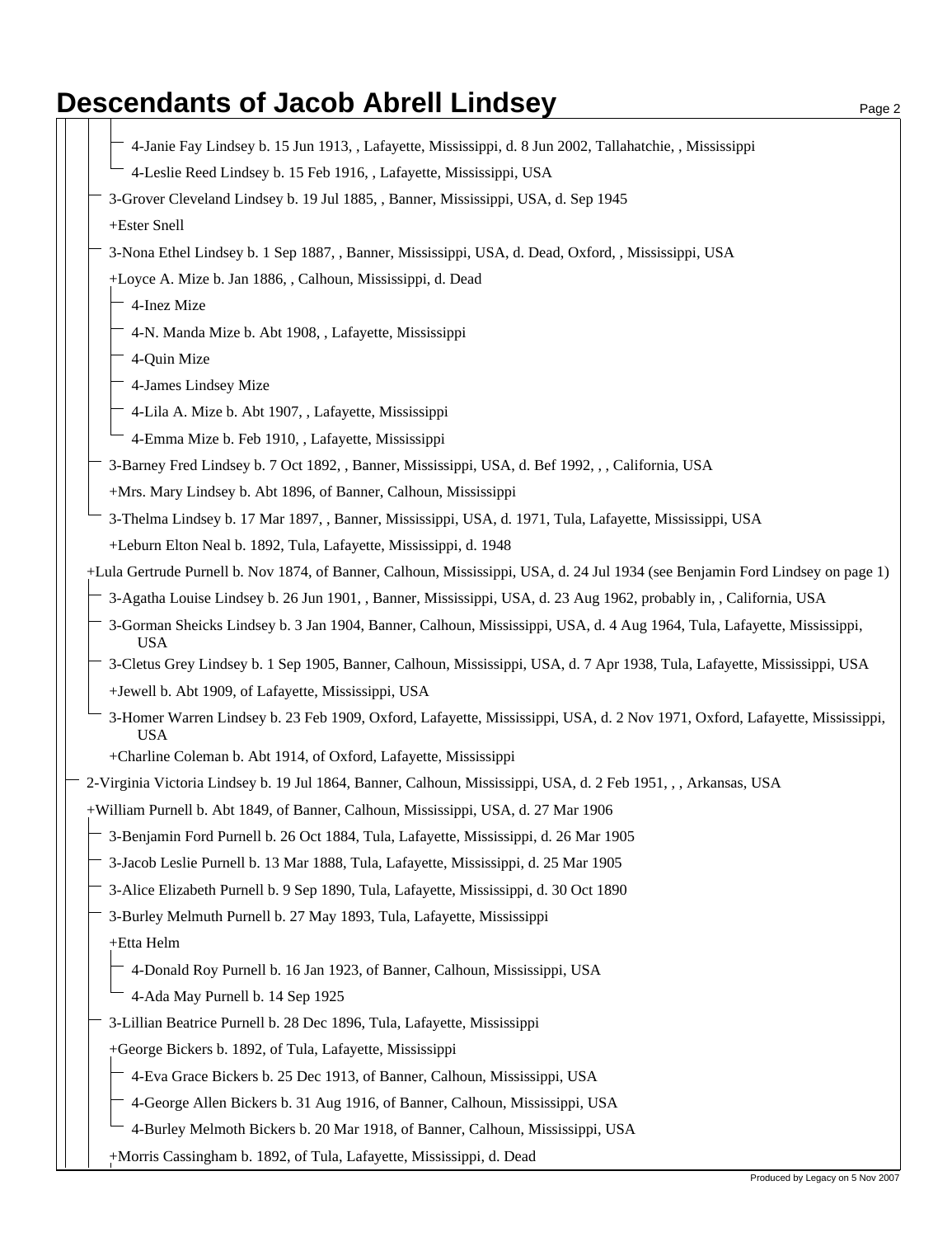# Descendants of Jacob Abrell Lindsey

- 4-Janie Fay Lindsey b. 15 Jun 1913, , Lafayette, Mississippi, d. 8 Jun 2002, Tallahatchie, , Mississippi
- 4-Leslie Reed Lindsey b. 15 Feb 1916, , Lafayette, Mississippi, USA
- 3-Grover Cleveland Lindsey b. 19 Jul 1885, , Banner, Mississippi, USA, d. Sep 1945
- +Ester Snell
- 3-Nona Ethel Lindsey b. 1 Sep 1887, , Banner, Mississippi, USA, d. Dead, Oxford, , Mississippi, USA
- +Loyce A. Mize b. Jan 1886, , Calhoun, Mississippi, d. Dead
- 4-Inez Mize
- 4-N. Manda Mize b. Abt 1908, , Lafayette, Mississippi
- 4-Quin Mize
- 4-James Lindsey Mize
- 4-Lila A. Mize b. Abt 1907, , Lafayette, Mississippi
- 4-Emma Mize b. Feb 1910, , Lafayette, Mississippi
- 3-Barney Fred Lindsey b. 7 Oct 1892, , Banner, Mississippi, USA, d. Bef 1992, , , California, USA
- +Mrs. Mary Lindsey b. Abt 1896, of Banner, Calhoun, Mississippi
- 3-Thelma Lindsey b. 17 Mar 1897, , Banner, Mississippi, USA, d. 1971, Tula, Lafayette, Mississippi, USA
- +Leburn Elton Neal b. 1892, Tula, Lafayette, Mississippi, d. 1948
- +Lula Gertrude Purnell b. Nov 1874, of Banner, Calhoun, Mississippi, USA, d. 24 Jul 1934 (see Benjamin Ford Lindsey on page 1)
- 3-Agatha Louise Lindsey b. 26 Jun 1901, , Banner, Mississippi, USA, d. 23 Aug 1962, probably in, , California, USA
- 3-Gorman Sheicks Lindsey b. 3 Jan 1904, Banner, Calhoun, Mississippi, USA, d. 4 Aug 1964, Tula, Lafayette, Mississippi, USA
- 3-Cletus Grey Lindsey b. 1 Sep 1905, Banner, Calhoun, Mississippi, USA, d. 7 Apr 1938, Tula, Lafayette, Mississippi, USA
- +Jewell b. Abt 1909, of Lafayette, Mississippi, USA
- 3-Homer Warren Lindsey b. 23 Feb 1909, Oxford, Lafayette, Mississippi, USA, d. 2 Nov 1971, Oxford, Lafayette, Mississippi, USA
- +Charline Coleman b. Abt 1914, of Oxford, Lafayette, Mississippi
- 2-Virginia Victoria Lindsey b. 19 Jul 1864, Banner, Calhoun, Mississippi, USA, d. 2 Feb 1951, , , Arkansas, USA
- +William Purnell b. Abt 1849, of Banner, Calhoun, Mississippi, USA, d. 27 Mar 1906
- 3-Benjamin Ford Purnell b. 26 Oct 1884, Tula, Lafayette, Mississippi, d. 26 Mar 1905
- 3-Jacob Leslie Purnell b. 13 Mar 1888, Tula, Lafayette, Mississippi, d. 25 Mar 1905
- 3-Alice Elizabeth Purnell b. 9 Sep 1890, Tula, Lafayette, Mississippi, d. 30 Oct 1890
- 3-Burley Melmuth Purnell b. 27 May 1893, Tula, Lafayette, Mississippi
- +Etta Helm
- 4-Donald Roy Purnell b. 16 Jan 1923, of Banner, Calhoun, Mississippi, USA
- 4-Ada May Purnell b. 14 Sep 1925
- 3-Lillian Beatrice Purnell b. 28 Dec 1896, Tula, Lafayette, Mississippi
- +George Bickers b. 1892, of Tula, Lafayette, Mississippi
- 4-Eva Grace Bickers b. 25 Dec 1913, of Banner, Calhoun, Mississippi, USA
- 4-George Allen Bickers b. 31 Aug 1916, of Banner, Calhoun, Mississippi, USA
- 4-Burley Melmoth Bickers b. 20 Mar 1918, of Banner, Calhoun, Mississippi, USA
- +Morris Cassingham b. 1892, of Tula, Lafayette, Mississippi, d. Dead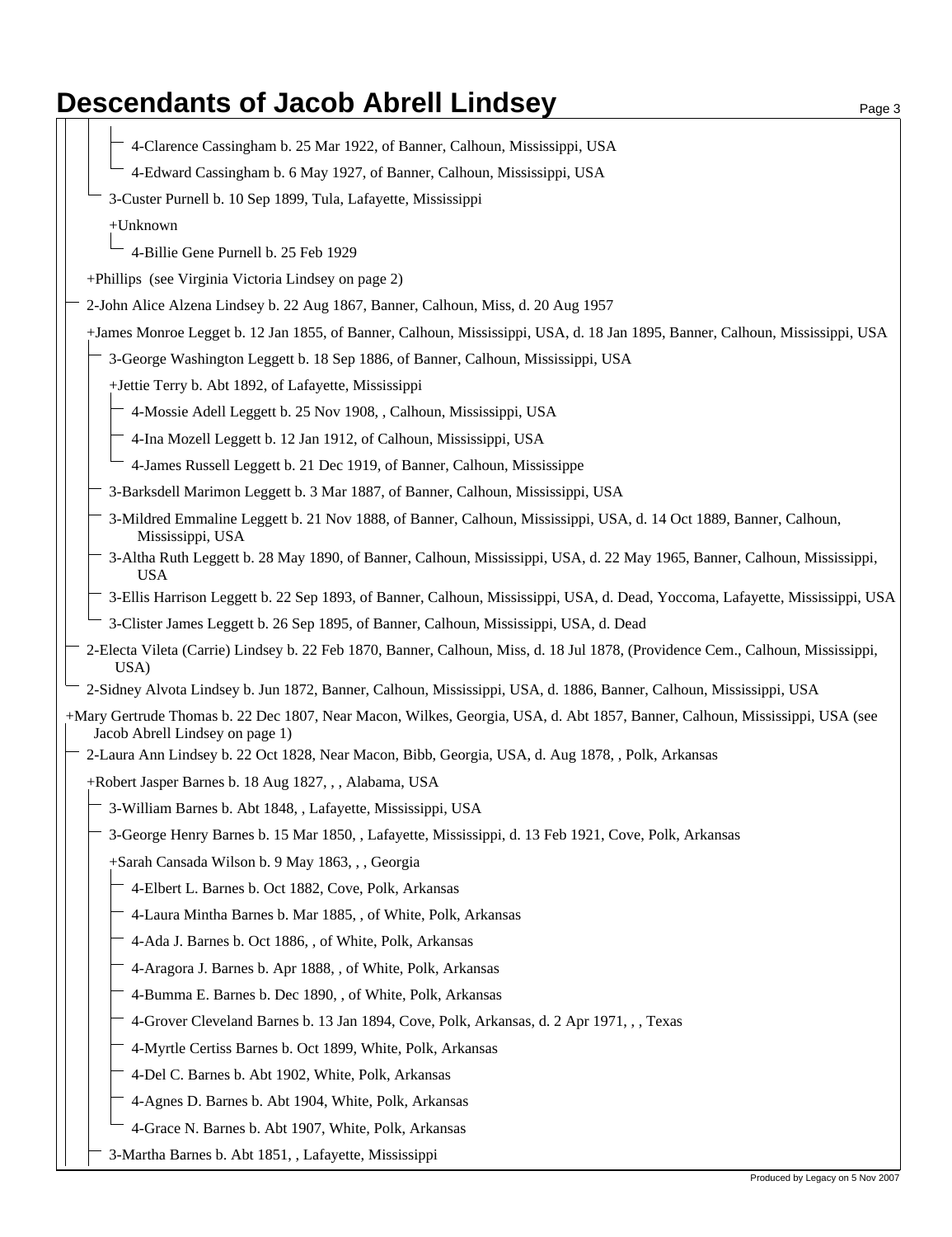# Descendants of Jacob Abrell Lindsey

4-Clarence Cassingham b. 25 Mar 1922, of Banner, Calhoun, Mississippi, USA

4-Edward Cassingham b. 6 May 1927, of Banner, Calhoun, Mississippi, USA

3-Custer Purnell b. 10 Sep 1899, Tula, Lafayette, Mississippi

+Unknown

4-Billie Gene Purnell b. 25 Feb 1929

+Phillips (see Virginia Victoria Lindsey on page 2)

2-John Alice Alzena Lindsey b. 22 Aug 1867, Banner, Calhoun, Miss, d. 20 Aug 1957

+James Monroe Legget b. 12 Jan 1855, of Banner, Calhoun, Mississippi, USA, d. 18 Jan 1895, Banner, Calhoun, Mississippi, USA

3-George Washington Leggett b. 18 Sep 1886, of Banner, Calhoun, Mississippi, USA

+Jettie Terry b. Abt 1892, of Lafayette, Mississippi

4-Mossie Adell Leggett b. 25 Nov 1908, , Calhoun, Mississippi, USA

4-Ina Mozell Leggett b. 12 Jan 1912, of Calhoun, Mississippi, USA

4-James Russell Leggett b. 21 Dec 1919, of Banner, Calhoun, Mississippe

3-Barksdell Marimon Leggett b. 3 Mar 1887, of Banner, Calhoun, Mississippi, USA

3-Mildred Emmaline Leggett b. 21 Nov 1888, of Banner, Calhoun, Mississippi, USA, d. 14 Oct 1889, Banner, Calhoun, Mississippi, USA

3-Altha Ruth Leggett b. 28 May 1890, of Banner, Calhoun, Mississippi, USA, d. 22 May 1965, Banner, Calhoun, Mississippi, USA

3-Ellis Harrison Leggett b. 22 Sep 1893, of Banner, Calhoun, Mississippi, USA, d. Dead, Yoccoma, Lafayette, Mississippi, USA

3-Clister James Leggett b. 26 Sep 1895, of Banner, Calhoun, Mississippi, USA, d. Dead

2-Electa Vileta (Carrie) Lindsey b. 22 Feb 1870, Banner, Calhoun, Miss, d. 18 Jul 1878, (Providence Cem., Calhoun, Mississippi, USA)

2-Sidney Alvota Lindsey b. Jun 1872, Banner, Calhoun, Mississippi, USA, d. 1886, Banner, Calhoun, Mississippi, USA

+Mary Gertrude Thomas b. 22 Dec 1807, Near Macon, Wilkes, Georgia, USA, d. Abt 1857, Banner, Calhoun, Mississippi, USA (see Jacob Abrell Lindsey on page 1)

2-Laura Ann Lindsey b. 22 Oct 1828, Near Macon, Bibb, Georgia, USA, d. Aug 1878, , Polk, Arkansas

+Robert Jasper Barnes b. 18 Aug 1827, , , Alabama, USA

3-William Barnes b. Abt 1848, , Lafayette, Mississippi, USA

3-George Henry Barnes b. 15 Mar 1850, , Lafayette, Mississippi, d. 13 Feb 1921, Cove, Polk, Arkansas

+Sarah Cansada Wilson b. 9 May 1863, , , Georgia

4-Elbert L. Barnes b. Oct 1882, Cove, Polk, Arkansas

4-Laura Mintha Barnes b. Mar 1885, , of White, Polk, Arkansas

4-Ada J. Barnes b. Oct 1886, , of White, Polk, Arkansas

4-Aragora J. Barnes b. Apr 1888, , of White, Polk, Arkansas

4-Bumma E. Barnes b. Dec 1890, , of White, Polk, Arkansas

4-Grover Cleveland Barnes b. 13 Jan 1894, Cove, Polk, Arkansas, d. 2 Apr 1971, , , Texas

4-Myrtle Certiss Barnes b. Oct 1899, White, Polk, Arkansas

4-Del C. Barnes b. Abt 1902, White, Polk, Arkansas

4-Agnes D. Barnes b. Abt 1904, White, Polk, Arkansas

4-Grace N. Barnes b. Abt 1907, White, Polk, Arkansas

3-Martha Barnes b. Abt 1851, , Lafayette, Mississippi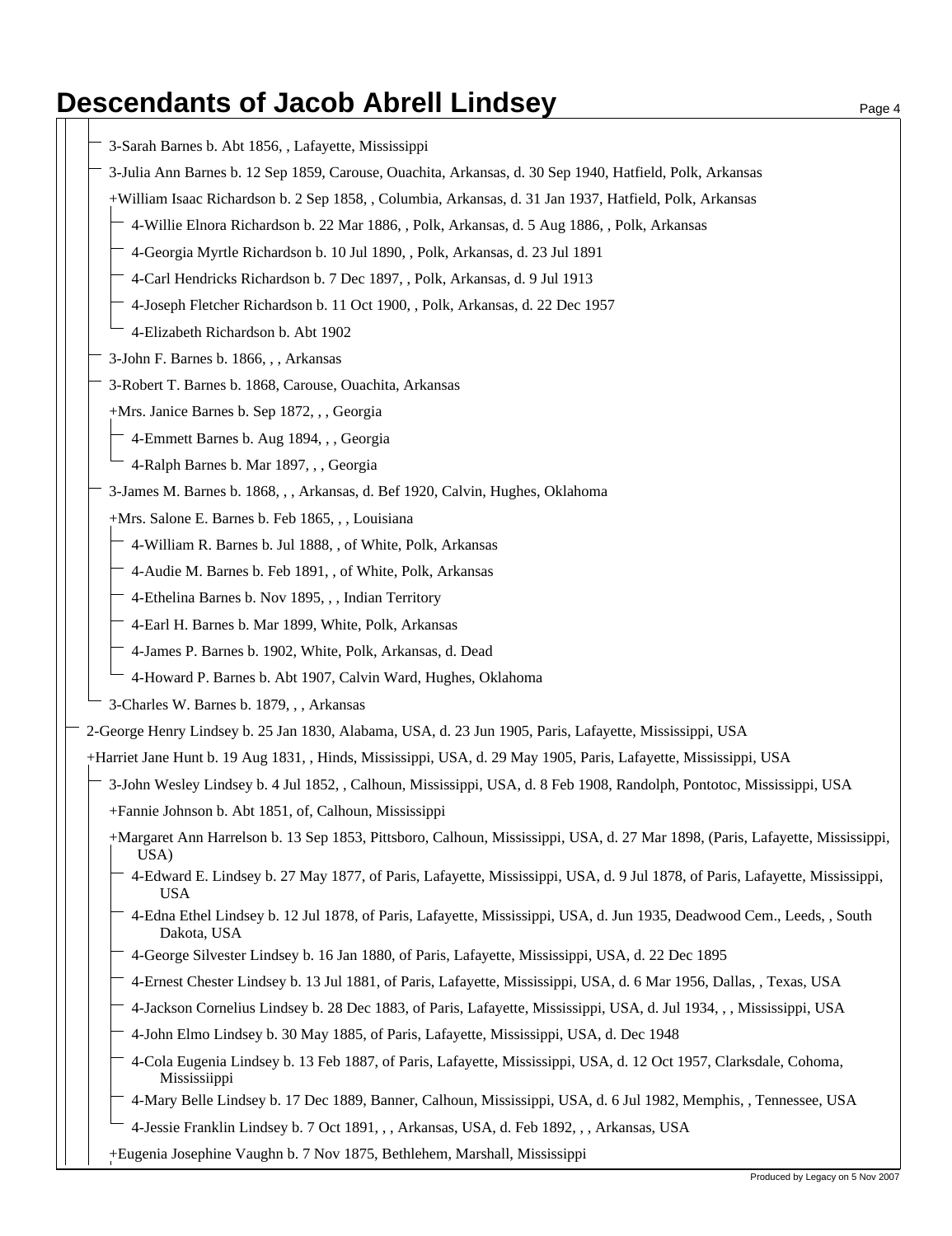# Descendants of Jacob Abrell Lindsey

- 3-Sarah Barnes b. Abt 1856, , Lafayette, Mississippi
- 3-Julia Ann Barnes b. 12 Sep 1859, Carouse, Ouachita, Arkansas, d. 30 Sep 1940, Hatfield, Polk, Arkansas
  - +William Isaac Richardson b. 2 Sep 1858, , Columbia, Arkansas, d. 31 Jan 1937, Hatfield, Polk, Arkansas
    - 4-Willie Elnora Richardson b. 22 Mar 1886, , Polk, Arkansas, d. 5 Aug 1886, , Polk, Arkansas
    - 4-Georgia Myrtle Richardson b. 10 Jul 1890, , Polk, Arkansas, d. 23 Jul 1891
    - 4-Carl Hendricks Richardson b. 7 Dec 1897, , Polk, Arkansas, d. 9 Jul 1913
    - 4-Joseph Fletcher Richardson b. 11 Oct 1900, , Polk, Arkansas, d. 22 Dec 1957
    - 4-Elizabeth Richardson b. Abt 1902
- 3-John F. Barnes b. 1866, , , Arkansas
- 3-Robert T. Barnes b. 1868, Carouse, Ouachita, Arkansas
  - +Mrs. Janice Barnes b. Sep 1872, , , Georgia
    - 4-Emmett Barnes b. Aug 1894, , , Georgia
    - 4-Ralph Barnes b. Mar 1897, , , Georgia
- 3-James M. Barnes b. 1868, , , Arkansas, d. Bef 1920, Calvin, Hughes, Oklahoma
  - +Mrs. Salone E. Barnes b. Feb 1865, , , Louisiana
    - 4-William R. Barnes b. Jul 1888, , of White, Polk, Arkansas
    - 4-Audie M. Barnes b. Feb 1891, , of White, Polk, Arkansas
    - 4-Ethelina Barnes b. Nov 1895, , , Indian Territory
    - 4-Earl H. Barnes b. Mar 1899, White, Polk, Arkansas
    - 4-James P. Barnes b. 1902, White, Polk, Arkansas, d. Dead
    - 4-Howard P. Barnes b. Abt 1907, Calvin Ward, Hughes, Oklahoma
- 3-Charles W. Barnes b. 1879, , , Arkansas

- 2-George Henry Lindsey b. 25 Jan 1830, Alabama, USA, d. 23 Jun 1905, Paris, Lafayette, Mississippi, USA
- +Harriet Jane Hunt b. 19 Aug 1831, , Hinds, Mississippi, USA, d. 29 May 1905, Paris, Lafayette, Mississippi, USA
  - 3-John Wesley Lindsey b. 4 Jul 1852, , Calhoun, Mississippi, USA, d. 8 Feb 1908, Randolph, Pontotoc, Mississippi, USA
  - +Fannie Johnson b. Abt 1851, of, Calhoun, Mississippi
  - +Margaret Ann Harrelson b. 13 Sep 1853, Pittsboro, Calhoun, Mississippi, USA, d. 27 Mar 1898, (Paris, Lafayette, Mississippi, USA)
    - 4-Edward E. Lindsey b. 27 May 1877, of Paris, Lafayette, Mississippi, USA, d. 9 Jul 1878, of Paris, Lafayette, Mississippi, USA
    - 4-Edna Ethel Lindsey b. 12 Jul 1878, of Paris, Lafayette, Mississippi, USA, d. Jun 1935, Deadwood Cem., Leeds, , South Dakota, USA
    - 4-George Silvester Lindsey b. 16 Jan 1880, of Paris, Lafayette, Mississippi, USA, d. 22 Dec 1895
    - 4-Ernest Chester Lindsey b. 13 Jul 1881, of Paris, Lafayette, Mississippi, USA, d. 6 Mar 1956, Dallas, , Texas, USA
    - 4-Jackson Cornelius Lindsey b. 28 Dec 1883, of Paris, Lafayette, Mississippi, USA, d. Jul 1934, , , Mississippi, USA
    - 4-John Elmo Lindsey b. 30 May 1885, of Paris, Lafayette, Mississippi, USA, d. Dec 1948
    - 4-Cola Eugenia Lindsey b. 13 Feb 1887, of Paris, Lafayette, Mississippi, USA, d. 12 Oct 1957, Clarksdale, Cohoma, Mississiippi
    - 4-Mary Belle Lindsey b. 17 Dec 1889, Banner, Calhoun, Mississippi, USA, d. 6 Jul 1982, Memphis, , Tennessee, USA
    - 4-Jessie Franklin Lindsey b. 7 Oct 1891, , , Arkansas, USA, d. Feb 1892, , , Arkansas, USA
  - +Eugenia Josephine Vaughn b. 7 Nov 1875, Bethlehem, Marshall, Mississippi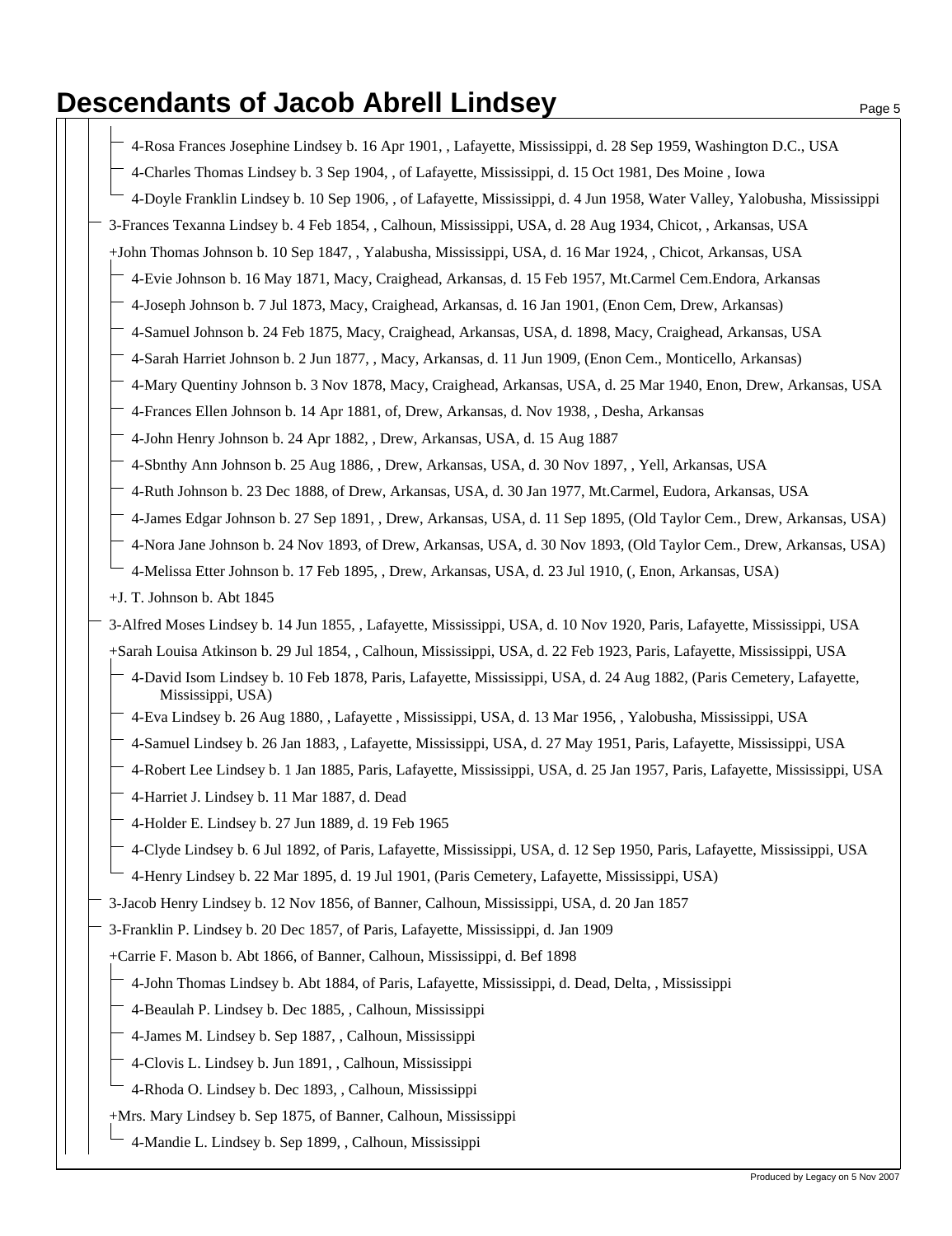# Descendants of Jacob Abrell Lindsey

4-Rosa Frances Josephine Lindsey b. 16 Apr 1901, , Lafayette, Mississippi, d. 28 Sep 1959, Washington D.C., USA

4-Charles Thomas Lindsey b. 3 Sep 1904, , of Lafayette, Mississippi, d. 15 Oct 1981, Des Moine , Iowa

4-Doyle Franklin Lindsey b. 10 Sep 1906, , of Lafayette, Mississippi, d. 4 Jun 1958, Water Valley, Yalobusha, Mississippi

3-Frances Texanna Lindsey b. 4 Feb 1854, , Calhoun, Mississippi, USA, d. 28 Aug 1934, Chicot, , Arkansas, USA

+John Thomas Johnson b. 10 Sep 1847, , Yalabusha, Mississippi, USA, d. 16 Mar 1924, , Chicot, Arkansas, USA

4-Evie Johnson b. 16 May 1871, Macy, Craighead, Arkansas, d. 15 Feb 1957, Mt.Carmel Cem.Endora, Arkansas

4-Joseph Johnson b. 7 Jul 1873, Macy, Craighead, Arkansas, d. 16 Jan 1901, (Enon Cem, Drew, Arkansas)

4-Samuel Johnson b. 24 Feb 1875, Macy, Craighead, Arkansas, USA, d. 1898, Macy, Craighead, Arkansas, USA

4-Sarah Harriet Johnson b. 2 Jun 1877, , Macy, Arkansas, d. 11 Jun 1909, (Enon Cem., Monticello, Arkansas)

4-Mary Quentiny Johnson b. 3 Nov 1878, Macy, Craighead, Arkansas, USA, d. 25 Mar 1940, Enon, Drew, Arkansas, USA

4-Frances Ellen Johnson b. 14 Apr 1881, of, Drew, Arkansas, d. Nov 1938, , Desha, Arkansas

4-John Henry Johnson b. 24 Apr 1882, , Drew, Arkansas, USA, d. 15 Aug 1887

4-Sbnthy Ann Johnson b. 25 Aug 1886, , Drew, Arkansas, USA, d. 30 Nov 1897, , Yell, Arkansas, USA

4-Ruth Johnson b. 23 Dec 1888, of Drew, Arkansas, USA, d. 30 Jan 1977, Mt.Carmel, Eudora, Arkansas, USA

4-James Edgar Johnson b. 27 Sep 1891, , Drew, Arkansas, USA, d. 11 Sep 1895, (Old Taylor Cem., Drew, Arkansas, USA)

4-Nora Jane Johnson b. 24 Nov 1893, of Drew, Arkansas, USA, d. 30 Nov 1893, (Old Taylor Cem., Drew, Arkansas, USA)

4-Melissa Etter Johnson b. 17 Feb 1895, , Drew, Arkansas, USA, d. 23 Jul 1910, (, Enon, Arkansas, USA)

+J. T. Johnson b. Abt 1845

3-Alfred Moses Lindsey b. 14 Jun 1855, , Lafayette, Mississippi, USA, d. 10 Nov 1920, Paris, Lafayette, Mississippi, USA

+Sarah Louisa Atkinson b. 29 Jul 1854, , Calhoun, Mississippi, USA, d. 22 Feb 1923, Paris, Lafayette, Mississippi, USA

4-David Isom Lindsey b. 10 Feb 1878, Paris, Lafayette, Mississippi, USA, d. 24 Aug 1882, (Paris Cemetery, Lafayette, Mississippi, USA)

4-Eva Lindsey b. 26 Aug 1880, , Lafayette , Mississippi, USA, d. 13 Mar 1956, , Yalobusha, Mississippi, USA

4-Samuel Lindsey b. 26 Jan 1883, , Lafayette, Mississippi, USA, d. 27 May 1951, Paris, Lafayette, Mississippi, USA

4-Robert Lee Lindsey b. 1 Jan 1885, Paris, Lafayette, Mississippi, USA, d. 25 Jan 1957, Paris, Lafayette, Mississippi, USA

4-Harriet J. Lindsey b. 11 Mar 1887, d. Dead

4-Holder E. Lindsey b. 27 Jun 1889, d. 19 Feb 1965

4-Clyde Lindsey b. 6 Jul 1892, of Paris, Lafayette, Mississippi, USA, d. 12 Sep 1950, Paris, Lafayette, Mississippi, USA

4-Henry Lindsey b. 22 Mar 1895, d. 19 Jul 1901, (Paris Cemetery, Lafayette, Mississippi, USA)

3-Jacob Henry Lindsey b. 12 Nov 1856, of Banner, Calhoun, Mississippi, USA, d. 20 Jan 1857

3-Franklin P. Lindsey b. 20 Dec 1857, of Paris, Lafayette, Mississippi, d. Jan 1909

+Carrie F. Mason b. Abt 1866, of Banner, Calhoun, Mississippi, d. Bef 1898

4-John Thomas Lindsey b. Abt 1884, of Paris, Lafayette, Mississippi, d. Dead, Delta, , Mississippi

4-Beaulah P. Lindsey b. Dec 1885, , Calhoun, Mississippi

4-James M. Lindsey b. Sep 1887, , Calhoun, Mississippi

4-Clovis L. Lindsey b. Jun 1891, , Calhoun, Mississippi

4-Rhoda O. Lindsey b. Dec 1893, , Calhoun, Mississippi

+Mrs. Mary Lindsey b. Sep 1875, of Banner, Calhoun, Mississippi

4-Mandie L. Lindsey b. Sep 1899, , Calhoun, Mississippi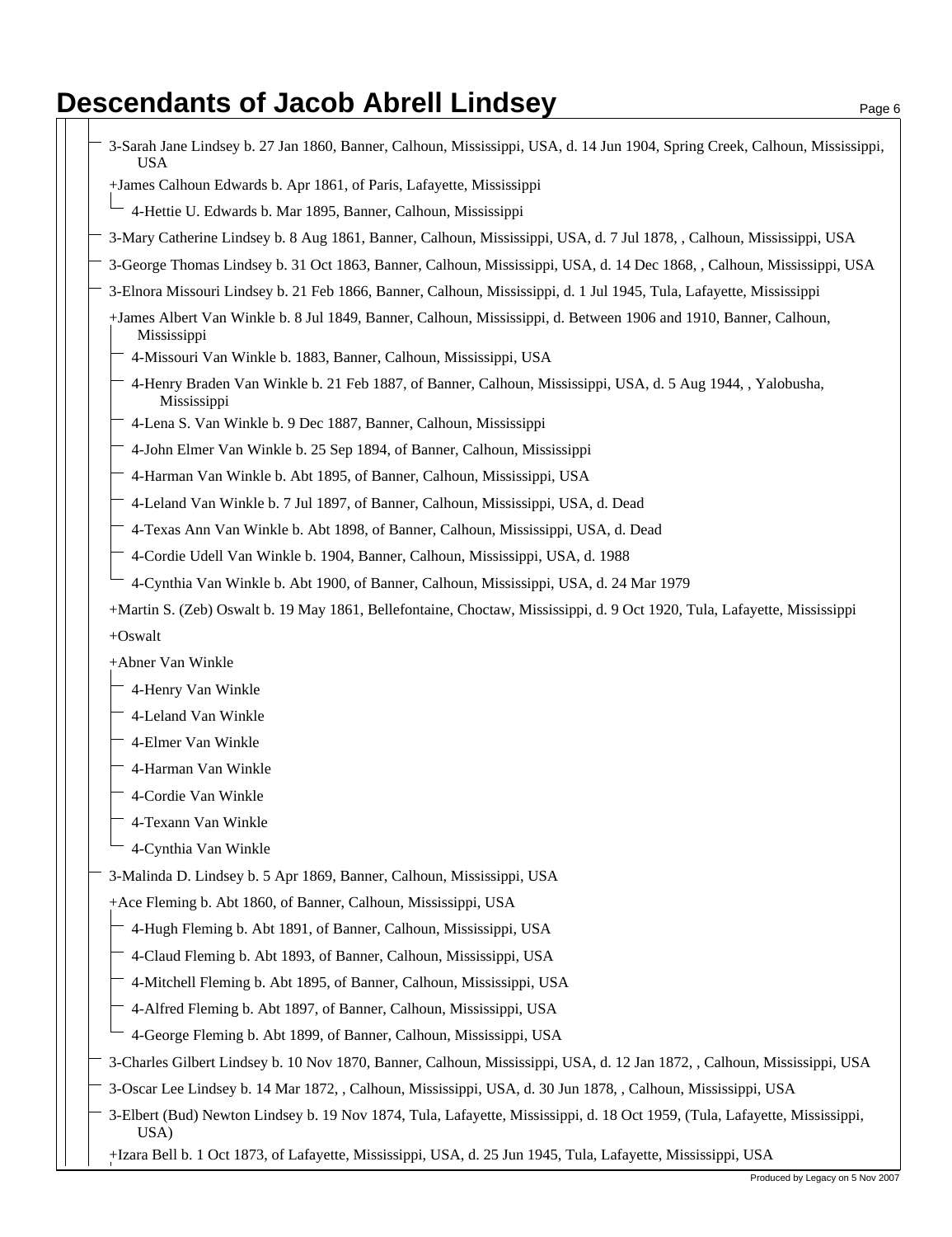# Descendants of Jacob Abrell Lindsey

3-Sarah Jane Lindsey b. 27 Jan 1860, Banner, Calhoun, Mississippi, USA, d. 14 Jun 1904, Spring Creek, Calhoun, Mississippi, USA

+James Calhoun Edwards b. Apr 1861, of Paris, Lafayette, Mississippi

4-Hettie U. Edwards b. Mar 1895, Banner, Calhoun, Mississippi

3-Mary Catherine Lindsey b. 8 Aug 1861, Banner, Calhoun, Mississippi, USA, d. 7 Jul 1878, , Calhoun, Mississippi, USA

3-George Thomas Lindsey b. 31 Oct 1863, Banner, Calhoun, Mississippi, USA, d. 14 Dec 1868, , Calhoun, Mississippi, USA

3-Elnora Missouri Lindsey b. 21 Feb 1866, Banner, Calhoun, Mississippi, d. 1 Jul 1945, Tula, Lafayette, Mississippi

+James Albert Van Winkle b. 8 Jul 1849, Banner, Calhoun, Mississippi, d. Between 1906 and 1910, Banner, Calhoun, Mississippi

4-Missouri Van Winkle b. 1883, Banner, Calhoun, Mississippi, USA

4-Henry Braden Van Winkle b. 21 Feb 1887, of Banner, Calhoun, Mississippi, USA, d. 5 Aug 1944, , Yalobusha, Mississippi

4-Lena S. Van Winkle b. 9 Dec 1887, Banner, Calhoun, Mississippi

4-John Elmer Van Winkle b. 25 Sep 1894, of Banner, Calhoun, Mississippi

4-Harman Van Winkle b. Abt 1895, of Banner, Calhoun, Mississippi, USA

4-Leland Van Winkle b. 7 Jul 1897, of Banner, Calhoun, Mississippi, USA, d. Dead

4-Texas Ann Van Winkle b. Abt 1898, of Banner, Calhoun, Mississippi, USA, d. Dead

4-Cordie Udell Van Winkle b. 1904, Banner, Calhoun, Mississippi, USA, d. 1988

4-Cynthia Van Winkle b. Abt 1900, of Banner, Calhoun, Mississippi, USA, d. 24 Mar 1979

+Martin S. (Zeb) Oswalt b. 19 May 1861, Bellefontaine, Choctaw, Mississippi, d. 9 Oct 1920, Tula, Lafayette, Mississippi

+Oswalt

+Abner Van Winkle

4-Henry Van Winkle

4-Leland Van Winkle

4-Elmer Van Winkle

4-Harman Van Winkle

4-Cordie Van Winkle

4-Texann Van Winkle

4-Cynthia Van Winkle

3-Malinda D. Lindsey b. 5 Apr 1869, Banner, Calhoun, Mississippi, USA

+Ace Fleming b. Abt 1860, of Banner, Calhoun, Mississippi, USA

4-Hugh Fleming b. Abt 1891, of Banner, Calhoun, Mississippi, USA

4-Claud Fleming b. Abt 1893, of Banner, Calhoun, Mississippi, USA

4-Mitchell Fleming b. Abt 1895, of Banner, Calhoun, Mississippi, USA

4-Alfred Fleming b. Abt 1897, of Banner, Calhoun, Mississippi, USA

4-George Fleming b. Abt 1899, of Banner, Calhoun, Mississippi, USA

3-Charles Gilbert Lindsey b. 10 Nov 1870, Banner, Calhoun, Mississippi, USA, d. 12 Jan 1872, , Calhoun, Mississippi, USA

3-Oscar Lee Lindsey b. 14 Mar 1872, , Calhoun, Mississippi, USA, d. 30 Jun 1878, , Calhoun, Mississippi, USA

3-Elbert (Bud) Newton Lindsey b. 19 Nov 1874, Tula, Lafayette, Mississippi, d. 18 Oct 1959, (Tula, Lafayette, Mississippi, USA)

+Izara Bell b. 1 Oct 1873, of Lafayette, Mississippi, USA, d. 25 Jun 1945, Tula, Lafayette, Mississippi, USA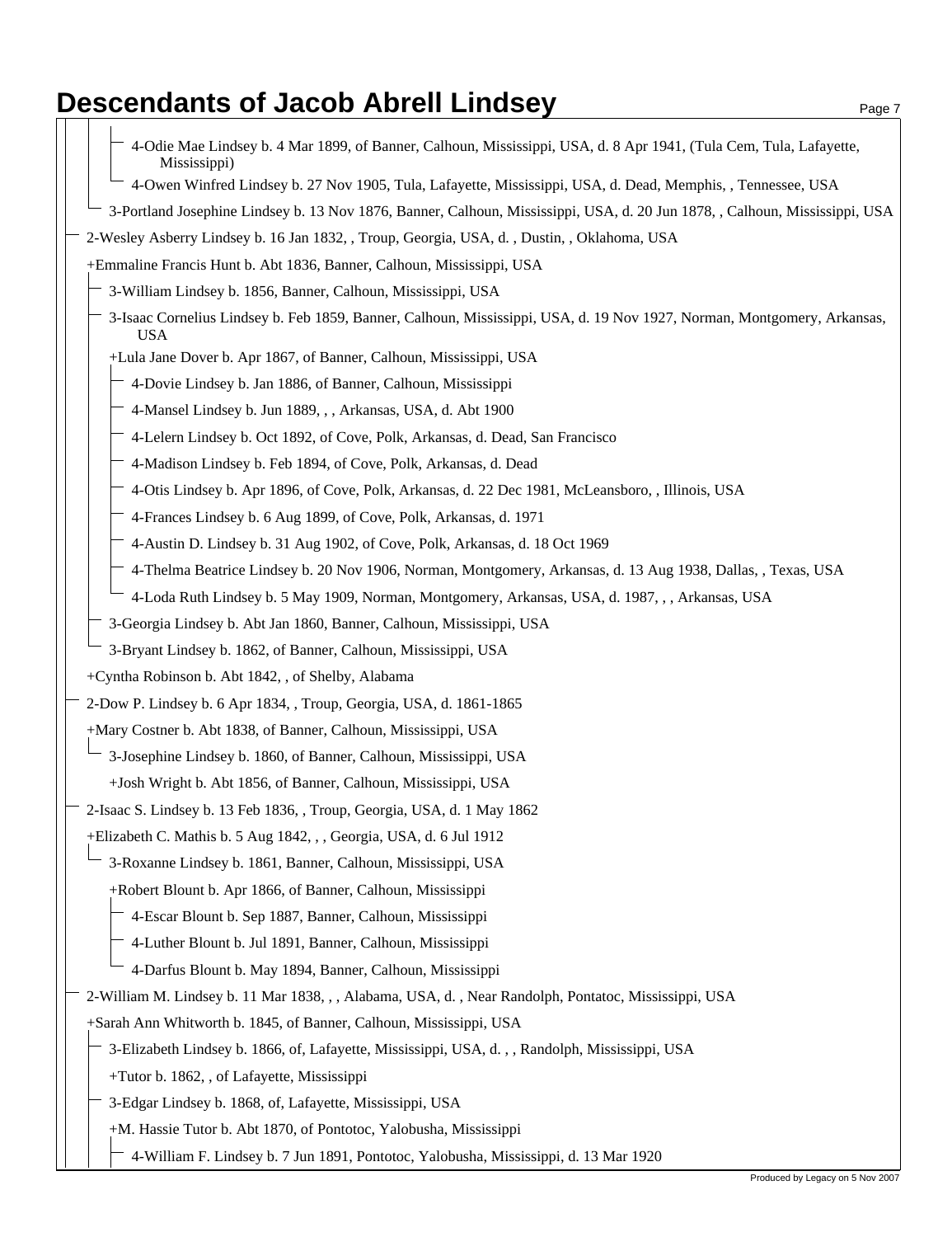# Descendants of Jacob Abrell Lindsey

- 4-Odie Mae Lindsey b. 4 Mar 1899, of Banner, Calhoun, Mississippi, USA, d. 8 Apr 1941, (Tula Cem, Tula, Lafayette, Mississippi)
- 4-Owen Winfred Lindsey b. 27 Nov 1905, Tula, Lafayette, Mississippi, USA, d. Dead, Memphis, , Tennessee, USA
- 3-Portland Josephine Lindsey b. 13 Nov 1876, Banner, Calhoun, Mississippi, USA, d. 20 Jun 1878, , Calhoun, Mississippi, USA
- 2-Wesley Asberry Lindsey b. 16 Jan 1832, , Troup, Georgia, USA, d. , Dustin, , Oklahoma, USA
- +Emmaline Francis Hunt b. Abt 1836, Banner, Calhoun, Mississippi, USA
- 3-William Lindsey b. 1856, Banner, Calhoun, Mississippi, USA
- 3-Isaac Cornelius Lindsey b. Feb 1859, Banner, Calhoun, Mississippi, USA, d. 19 Nov 1927, Norman, Montgomery, Arkansas, USA
- +Lula Jane Dover b. Apr 1867, of Banner, Calhoun, Mississippi, USA
- 4-Dovie Lindsey b. Jan 1886, of Banner, Calhoun, Mississippi
- 4-Mansel Lindsey b. Jun 1889, , , Arkansas, USA, d. Abt 1900
- 4-Lelern Lindsey b. Oct 1892, of Cove, Polk, Arkansas, d. Dead, San Francisco
- 4-Madison Lindsey b. Feb 1894, of Cove, Polk, Arkansas, d. Dead
- 4-Otis Lindsey b. Apr 1896, of Cove, Polk, Arkansas, d. 22 Dec 1981, McLeansboro, , Illinois, USA
- 4-Frances Lindsey b. 6 Aug 1899, of Cove, Polk, Arkansas, d. 1971
- 4-Austin D. Lindsey b. 31 Aug 1902, of Cove, Polk, Arkansas, d. 18 Oct 1969
- 4-Thelma Beatrice Lindsey b. 20 Nov 1906, Norman, Montgomery, Arkansas, d. 13 Aug 1938, Dallas, , Texas, USA
- 4-Loda Ruth Lindsey b. 5 May 1909, Norman, Montgomery, Arkansas, USA, d. 1987, , , Arkansas, USA
- 3-Georgia Lindsey b. Abt Jan 1860, Banner, Calhoun, Mississippi, USA
- 3-Bryant Lindsey b. 1862, of Banner, Calhoun, Mississippi, USA
- +Cyntha Robinson b. Abt 1842, , of Shelby, Alabama
- 2-Dow P. Lindsey b. 6 Apr 1834, , Troup, Georgia, USA, d. 1861-1865
- +Mary Costner b. Abt 1838, of Banner, Calhoun, Mississippi, USA
- 3-Josephine Lindsey b. 1860, of Banner, Calhoun, Mississippi, USA
- +Josh Wright b. Abt 1856, of Banner, Calhoun, Mississippi, USA
- 2-Isaac S. Lindsey b. 13 Feb 1836, , Troup, Georgia, USA, d. 1 May 1862
- +Elizabeth C. Mathis b. 5 Aug 1842, , , Georgia, USA, d. 6 Jul 1912
- 3-Roxanne Lindsey b. 1861, Banner, Calhoun, Mississippi, USA
- +Robert Blount b. Apr 1866, of Banner, Calhoun, Mississippi
- 4-Escar Blount b. Sep 1887, Banner, Calhoun, Mississippi
- 4-Luther Blount b. Jul 1891, Banner, Calhoun, Mississippi
- 4-Darfus Blount b. May 1894, Banner, Calhoun, Mississippi
- 2-William M. Lindsey b. 11 Mar 1838, , , Alabama, USA, d. , Near Randolph, Pontatoc, Mississippi, USA
- +Sarah Ann Whitworth b. 1845, of Banner, Calhoun, Mississippi, USA
- 3-Elizabeth Lindsey b. 1866, of, Lafayette, Mississippi, USA, d. , , Randolph, Mississippi, USA
- +Tutor b. 1862, , of Lafayette, Mississippi
- 3-Edgar Lindsey b. 1868, of, Lafayette, Mississippi, USA
- +M. Hassie Tutor b. Abt 1870, of Pontotoc, Yalobusha, Mississippi
- 4-William F. Lindsey b. 7 Jun 1891, Pontotoc, Yalobusha, Mississippi, d. 13 Mar 1920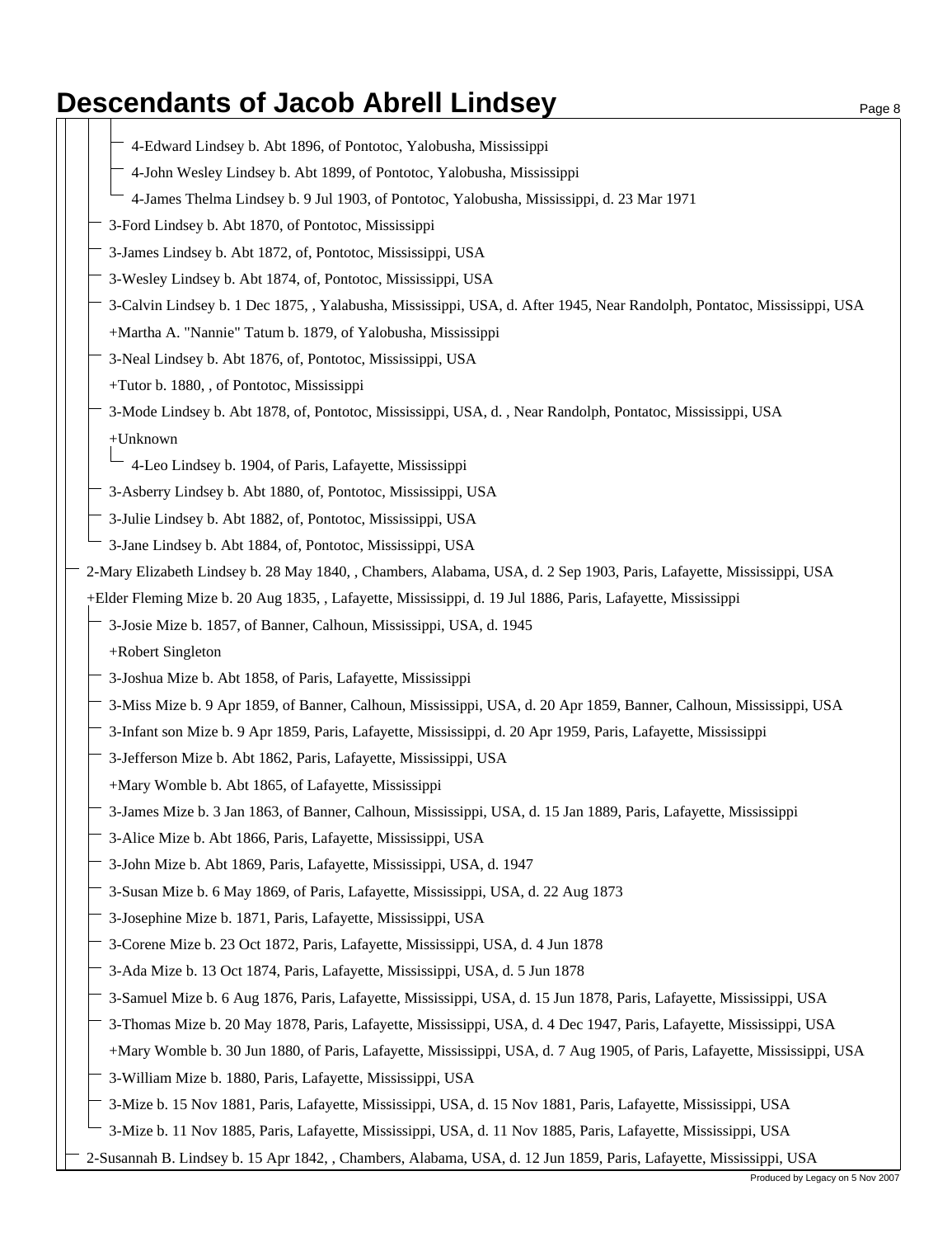# Descendants of Jacob Abrell Lindsey

- 4-Edward Lindsey b. Abt 1896, of Pontotoc, Yalobusha, Mississippi
- 4-John Wesley Lindsey b. Abt 1899, of Pontotoc, Yalobusha, Mississippi
- 4-James Thelma Lindsey b. 9 Jul 1903, of Pontotoc, Yalobusha, Mississippi, d. 23 Mar 1971
- 3-Ford Lindsey b. Abt 1870, of Pontotoc, Mississippi
- 3-James Lindsey b. Abt 1872, of, Pontotoc, Mississippi, USA
- 3-Wesley Lindsey b. Abt 1874, of, Pontotoc, Mississippi, USA
- 3-Calvin Lindsey b. 1 Dec 1875, , Yalabusha, Mississippi, USA, d. After 1945, Near Randolph, Pontatoc, Mississippi, USA
  +Martha A. "Nannie" Tatum b. 1879, of Yalobusha, Mississippi
- 3-Neal Lindsey b. Abt 1876, of, Pontotoc, Mississippi, USA
  +Tutor b. 1880, , of Pontotoc, Mississippi
- 3-Mode Lindsey b. Abt 1878, of, Pontotoc, Mississippi, USA, d. , Near Randolph, Pontatoc, Mississippi, USA
  +Unknown
  - 4-Leo Lindsey b. 1904, of Paris, Lafayette, Mississippi
- 3-Asberry Lindsey b. Abt 1880, of, Pontotoc, Mississippi, USA
- 3-Julie Lindsey b. Abt 1882, of, Pontotoc, Mississippi, USA
- 3-Jane Lindsey b. Abt 1884, of, Pontotoc, Mississippi, USA
- 2-Mary Elizabeth Lindsey b. 28 May 1840, , Chambers, Alabama, USA, d. 2 Sep 1903, Paris, Lafayette, Mississippi, USA
  +Elder Fleming Mize b. 20 Aug 1835, , Lafayette, Mississippi, d. 19 Jul 1886, Paris, Lafayette, Mississippi
  - 3-Josie Mize b. 1857, of Banner, Calhoun, Mississippi, USA, d. 1945
    +Robert Singleton
  - 3-Joshua Mize b. Abt 1858, of Paris, Lafayette, Mississippi
  - 3-Miss Mize b. 9 Apr 1859, of Banner, Calhoun, Mississippi, USA, d. 20 Apr 1859, Banner, Calhoun, Mississippi, USA
  - 3-Infant son Mize b. 9 Apr 1859, Paris, Lafayette, Mississippi, d. 20 Apr 1959, Paris, Lafayette, Mississippi
  - 3-Jefferson Mize b. Abt 1862, Paris, Lafayette, Mississippi, USA
    +Mary Womble b. Abt 1865, of Lafayette, Mississippi
  - 3-James Mize b. 3 Jan 1863, of Banner, Calhoun, Mississippi, USA, d. 15 Jan 1889, Paris, Lafayette, Mississippi
  - 3-Alice Mize b. Abt 1866, Paris, Lafayette, Mississippi, USA
  - 3-John Mize b. Abt 1869, Paris, Lafayette, Mississippi, USA, d. 1947
  - 3-Susan Mize b. 6 May 1869, of Paris, Lafayette, Mississippi, USA, d. 22 Aug 1873
  - 3-Josephine Mize b. 1871, Paris, Lafayette, Mississippi, USA
  - 3-Corene Mize b. 23 Oct 1872, Paris, Lafayette, Mississippi, USA, d. 4 Jun 1878
  - 3-Ada Mize b. 13 Oct 1874, Paris, Lafayette, Mississippi, USA, d. 5 Jun 1878
  - 3-Samuel Mize b. 6 Aug 1876, Paris, Lafayette, Mississippi, USA, d. 15 Jun 1878, Paris, Lafayette, Mississippi, USA
  - 3-Thomas Mize b. 20 May 1878, Paris, Lafayette, Mississippi, USA, d. 4 Dec 1947, Paris, Lafayette, Mississippi, USA
    +Mary Womble b. 30 Jun 1880, of Paris, Lafayette, Mississippi, USA, d. 7 Aug 1905, of Paris, Lafayette, Mississippi, USA
  - 3-William Mize b. 1880, Paris, Lafayette, Mississippi, USA
  - 3-Mize b. 15 Nov 1881, Paris, Lafayette, Mississippi, USA, d. 15 Nov 1881, Paris, Lafayette, Mississippi, USA
  - 3-Mize b. 11 Nov 1885, Paris, Lafayette, Mississippi, USA, d. 11 Nov 1885, Paris, Lafayette, Mississippi, USA
- 2-Susannah B. Lindsey b. 15 Apr 1842, , Chambers, Alabama, USA, d. 12 Jun 1859, Paris, Lafayette, Mississippi, USA

Produced by Legacy on 5 Nov 2007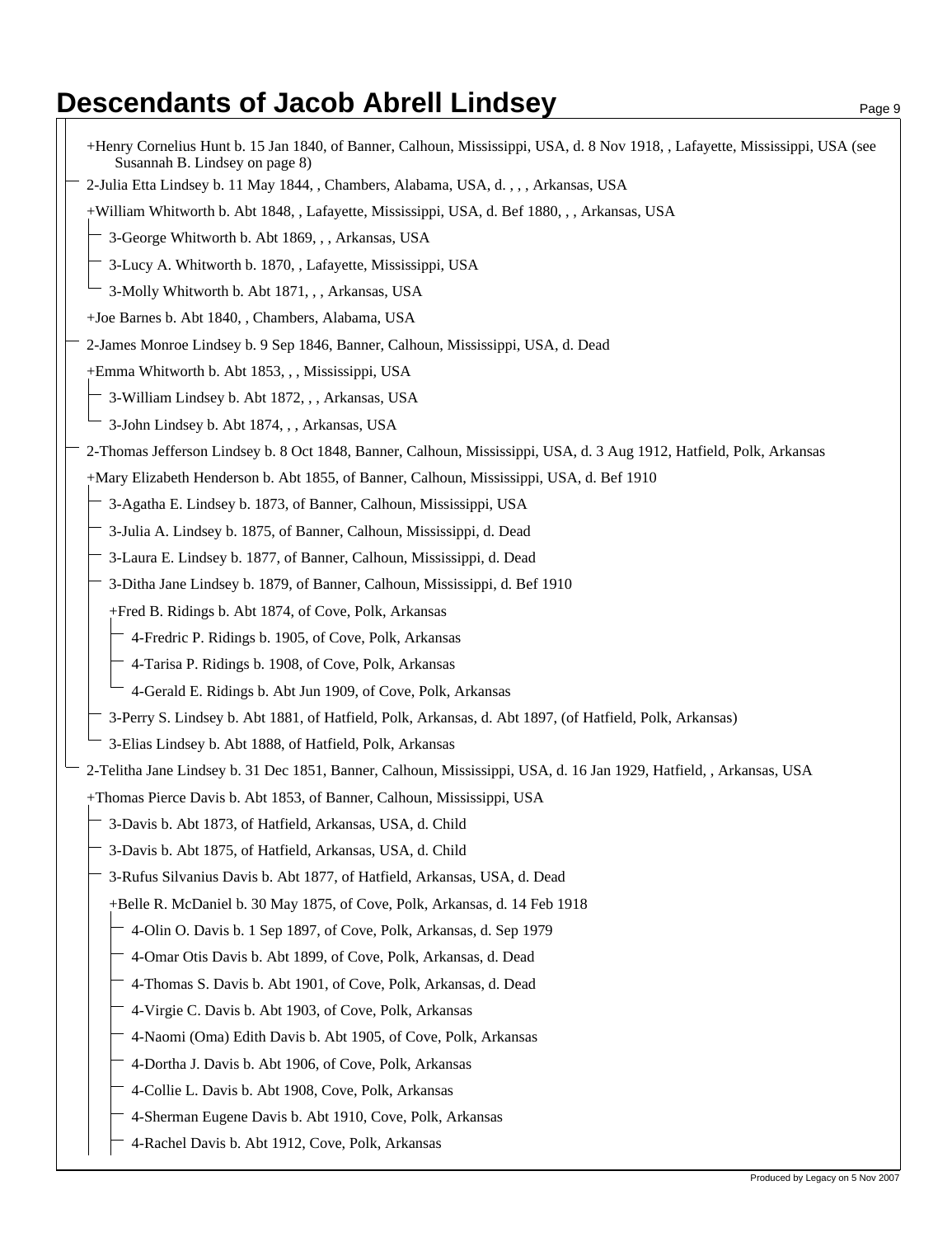# Descendants of Jacob Abrell Lindsey

+Henry Cornelius Hunt b. 15 Jan 1840, of Banner, Calhoun, Mississippi, USA, d. 8 Nov 1918, , Lafayette, Mississippi, USA (see Susannah B. Lindsey on page 8)

2-Julia Etta Lindsey b. 11 May 1844, , Chambers, Alabama, USA, d. , , , Arkansas, USA

+William Whitworth b. Abt 1848, , Lafayette, Mississippi, USA, d. Bef 1880, , , Arkansas, USA

- 3-George Whitworth b. Abt 1869, , , Arkansas, USA
- 3-Lucy A. Whitworth b. 1870, , Lafayette, Mississippi, USA
- 3-Molly Whitworth b. Abt 1871, , , Arkansas, USA

+Joe Barnes b. Abt 1840, , Chambers, Alabama, USA

2-James Monroe Lindsey b. 9 Sep 1846, Banner, Calhoun, Mississippi, USA, d. Dead

+Emma Whitworth b. Abt 1853, , , Mississippi, USA

- 3-William Lindsey b. Abt 1872, , , Arkansas, USA
- 3-John Lindsey b. Abt 1874, , , Arkansas, USA

2-Thomas Jefferson Lindsey b. 8 Oct 1848, Banner, Calhoun, Mississippi, USA, d. 3 Aug 1912, Hatfield, Polk, Arkansas

+Mary Elizabeth Henderson b. Abt 1855, of Banner, Calhoun, Mississippi, USA, d. Bef 1910

- 3-Agatha E. Lindsey b. 1873, of Banner, Calhoun, Mississippi, USA
- 3-Julia A. Lindsey b. 1875, of Banner, Calhoun, Mississippi, d. Dead
- 3-Laura E. Lindsey b. 1877, of Banner, Calhoun, Mississippi, d. Dead
- 3-Ditha Jane Lindsey b. 1879, of Banner, Calhoun, Mississippi, d. Bef 1910

  +Fred B. Ridings b. Abt 1874, of Cove, Polk, Arkansas

  - 4-Fredric P. Ridings b. 1905, of Cove, Polk, Arkansas
  - 4-Tarisa P. Ridings b. 1908, of Cove, Polk, Arkansas
  - 4-Gerald E. Ridings b. Abt Jun 1909, of Cove, Polk, Arkansas

- 3-Perry S. Lindsey b. Abt 1881, of Hatfield, Polk, Arkansas, d. Abt 1897, (of Hatfield, Polk, Arkansas)
- 3-Elias Lindsey b. Abt 1888, of Hatfield, Polk, Arkansas

2-Telitha Jane Lindsey b. 31 Dec 1851, Banner, Calhoun, Mississippi, USA, d. 16 Jan 1929, Hatfield, , Arkansas, USA

+Thomas Pierce Davis b. Abt 1853, of Banner, Calhoun, Mississippi, USA

- 3-Davis b. Abt 1873, of Hatfield, Arkansas, USA, d. Child
- 3-Davis b. Abt 1875, of Hatfield, Arkansas, USA, d. Child
- 3-Rufus Silvanius Davis b. Abt 1877, of Hatfield, Arkansas, USA, d. Dead

  +Belle R. McDaniel b. 30 May 1875, of Cove, Polk, Arkansas, d. 14 Feb 1918

  - 4-Olin O. Davis b. 1 Sep 1897, of Cove, Polk, Arkansas, d. Sep 1979
  - 4-Omar Otis Davis b. Abt 1899, of Cove, Polk, Arkansas, d. Dead
  - 4-Thomas S. Davis b. Abt 1901, of Cove, Polk, Arkansas, d. Dead
  - 4-Virgie C. Davis b. Abt 1903, of Cove, Polk, Arkansas
  - 4-Naomi (Oma) Edith Davis b. Abt 1905, of Cove, Polk, Arkansas
  - 4-Dortha J. Davis b. Abt 1906, of Cove, Polk, Arkansas
  - 4-Collie L. Davis b. Abt 1908, Cove, Polk, Arkansas
  - 4-Sherman Eugene Davis b. Abt 1910, Cove, Polk, Arkansas
  - 4-Rachel Davis b. Abt 1912, Cove, Polk, Arkansas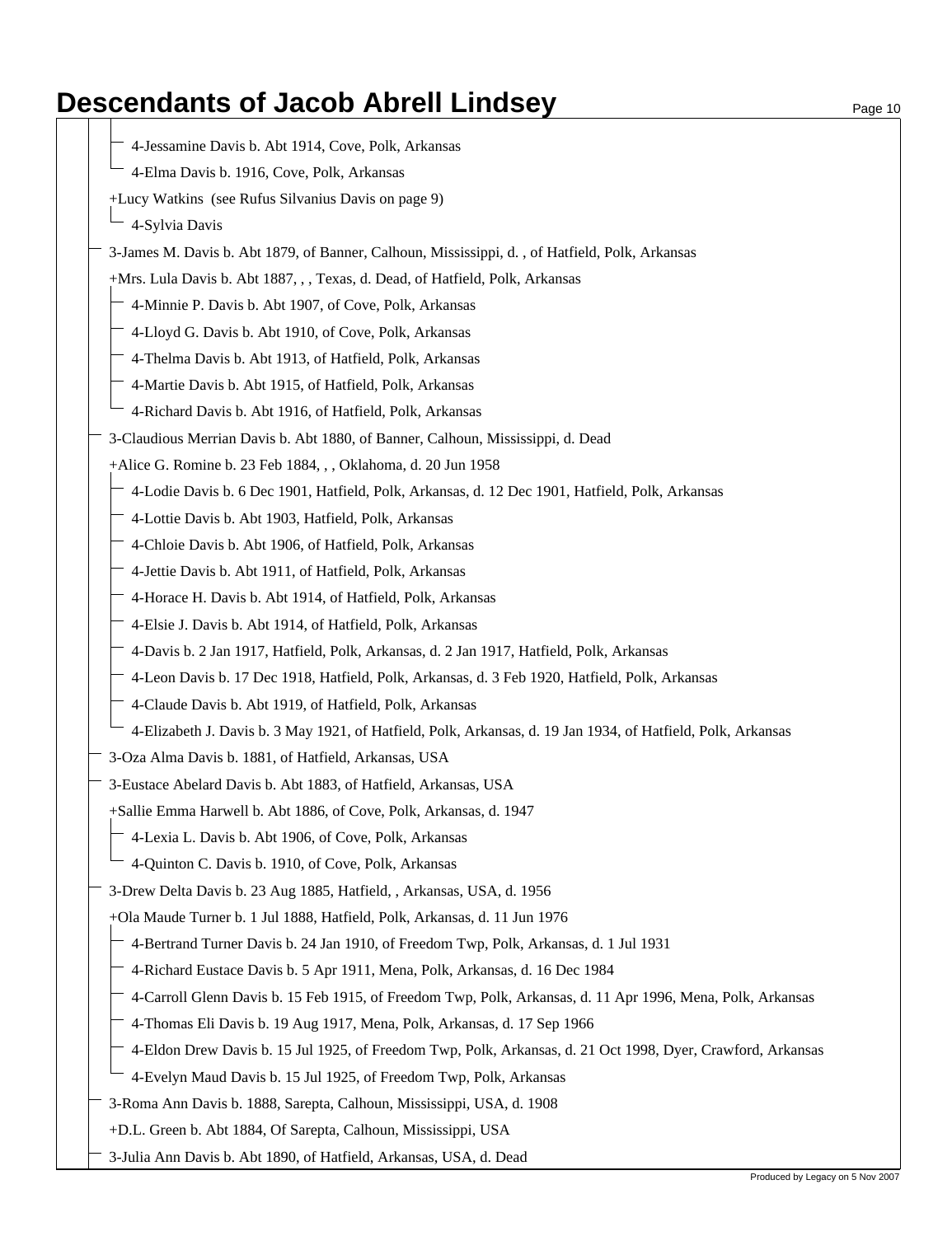# Descendants of Jacob Abrell Lindsey

4-Jessamine Davis b. Abt 1914, Cove, Polk, Arkansas

4-Elma Davis b. 1916, Cove, Polk, Arkansas

+Lucy Watkins (see Rufus Silvanius Davis on page 9)

4-Sylvia Davis

3-James M. Davis b. Abt 1879, of Banner, Calhoun, Mississippi, d. , of Hatfield, Polk, Arkansas

+Mrs. Lula Davis b. Abt 1887, , , Texas, d. Dead, of Hatfield, Polk, Arkansas

4-Minnie P. Davis b. Abt 1907, of Cove, Polk, Arkansas

4-Lloyd G. Davis b. Abt 1910, of Cove, Polk, Arkansas

4-Thelma Davis b. Abt 1913, of Hatfield, Polk, Arkansas

4-Martie Davis b. Abt 1915, of Hatfield, Polk, Arkansas

4-Richard Davis b. Abt 1916, of Hatfield, Polk, Arkansas

3-Claudious Merrian Davis b. Abt 1880, of Banner, Calhoun, Mississippi, d. Dead

+Alice G. Romine b. 23 Feb 1884, , , Oklahoma, d. 20 Jun 1958

4-Lodie Davis b. 6 Dec 1901, Hatfield, Polk, Arkansas, d. 12 Dec 1901, Hatfield, Polk, Arkansas

4-Lottie Davis b. Abt 1903, Hatfield, Polk, Arkansas

4-Chloie Davis b. Abt 1906, of Hatfield, Polk, Arkansas

4-Jettie Davis b. Abt 1911, of Hatfield, Polk, Arkansas

4-Horace H. Davis b. Abt 1914, of Hatfield, Polk, Arkansas

4-Elsie J. Davis b. Abt 1914, of Hatfield, Polk, Arkansas

4-Davis b. 2 Jan 1917, Hatfield, Polk, Arkansas, d. 2 Jan 1917, Hatfield, Polk, Arkansas

4-Leon Davis b. 17 Dec 1918, Hatfield, Polk, Arkansas, d. 3 Feb 1920, Hatfield, Polk, Arkansas

4-Claude Davis b. Abt 1919, of Hatfield, Polk, Arkansas

4-Elizabeth J. Davis b. 3 May 1921, of Hatfield, Polk, Arkansas, d. 19 Jan 1934, of Hatfield, Polk, Arkansas

3-Oza Alma Davis b. 1881, of Hatfield, Arkansas, USA

3-Eustace Abelard Davis b. Abt 1883, of Hatfield, Arkansas, USA

+Sallie Emma Harwell b. Abt 1886, of Cove, Polk, Arkansas, d. 1947

4-Lexia L. Davis b. Abt 1906, of Cove, Polk, Arkansas

4-Quinton C. Davis b. 1910, of Cove, Polk, Arkansas

3-Drew Delta Davis b. 23 Aug 1885, Hatfield, , Arkansas, USA, d. 1956

+Ola Maude Turner b. 1 Jul 1888, Hatfield, Polk, Arkansas, d. 11 Jun 1976

4-Bertrand Turner Davis b. 24 Jan 1910, of Freedom Twp, Polk, Arkansas, d. 1 Jul 1931

4-Richard Eustace Davis b. 5 Apr 1911, Mena, Polk, Arkansas, d. 16 Dec 1984

4-Carroll Glenn Davis b. 15 Feb 1915, of Freedom Twp, Polk, Arkansas, d. 11 Apr 1996, Mena, Polk, Arkansas

4-Thomas Eli Davis b. 19 Aug 1917, Mena, Polk, Arkansas, d. 17 Sep 1966

4-Eldon Drew Davis b. 15 Jul 1925, of Freedom Twp, Polk, Arkansas, d. 21 Oct 1998, Dyer, Crawford, Arkansas

4-Evelyn Maud Davis b. 15 Jul 1925, of Freedom Twp, Polk, Arkansas

3-Roma Ann Davis b. 1888, Sarepta, Calhoun, Mississippi, USA, d. 1908

+D.L. Green b. Abt 1884, Of Sarepta, Calhoun, Mississippi, USA

3-Julia Ann Davis b. Abt 1890, of Hatfield, Arkansas, USA, d. Dead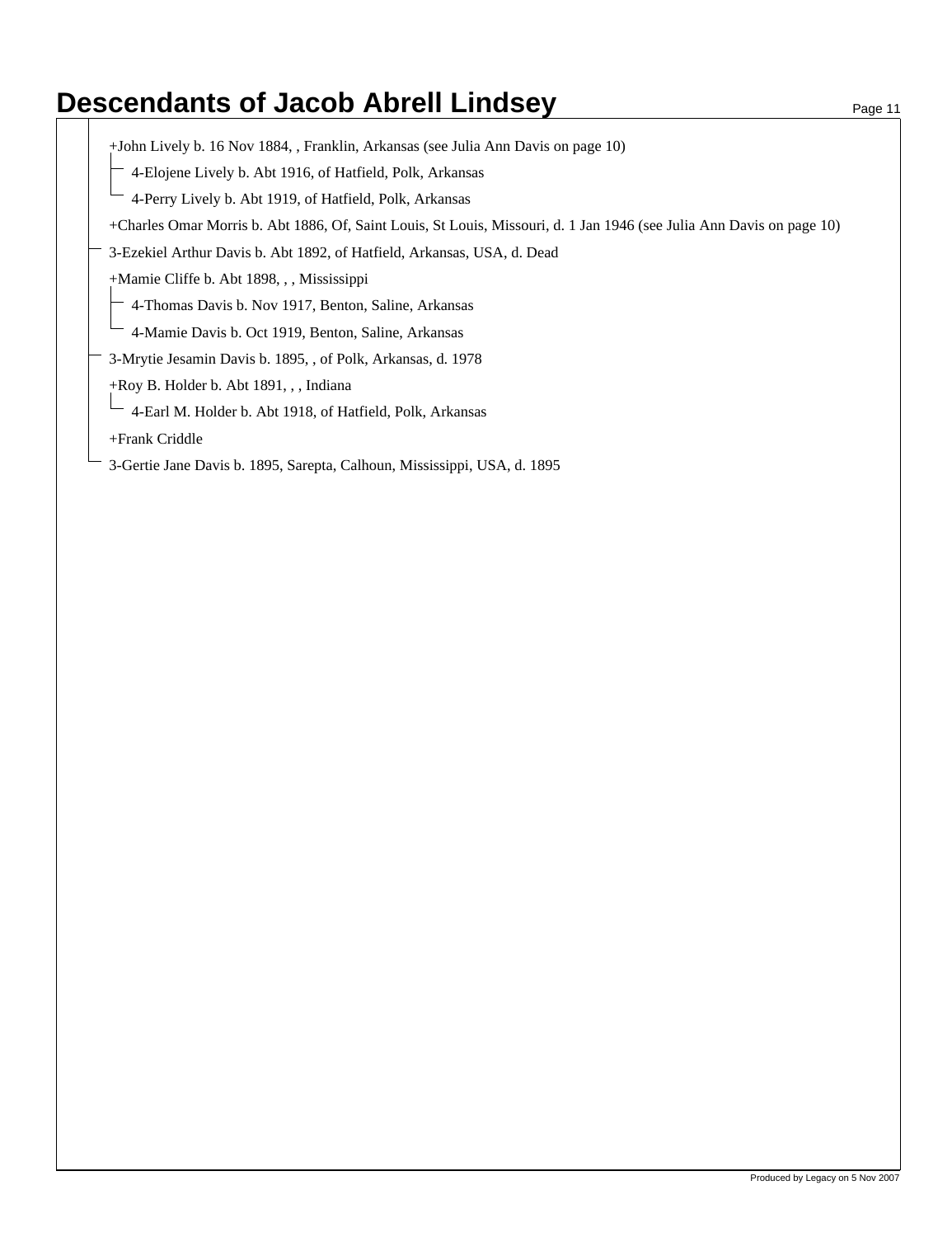# Descendants of Jacob Abrell Lindsey

+John Lively b. 16 Nov 1884, , Franklin, Arkansas (see Julia Ann Davis on page 10)

- 4-Elojene Lively b. Abt 1916, of Hatfield, Polk, Arkansas
- 4-Perry Lively b. Abt 1919, of Hatfield, Polk, Arkansas

+Charles Omar Morris b. Abt 1886, Of, Saint Louis, St Louis, Missouri, d. 1 Jan 1946 (see Julia Ann Davis on page 10)

3-Ezekiel Arthur Davis b. Abt 1892, of Hatfield, Arkansas, USA, d. Dead

+Mamie Cliffe b. Abt 1898, , , Mississippi

- 4-Thomas Davis b. Nov 1917, Benton, Saline, Arkansas
- 4-Mamie Davis b. Oct 1919, Benton, Saline, Arkansas

3-Mrytie Jesamin Davis b. 1895, , of Polk, Arkansas, d. 1978

+Roy B. Holder b. Abt 1891, , , Indiana

- 4-Earl M. Holder b. Abt 1918, of Hatfield, Polk, Arkansas

+Frank Criddle

3-Gertie Jane Davis b. 1895, Sarepta, Calhoun, Mississippi, USA, d. 1895

Produced by Legacy on 5 Nov 2007